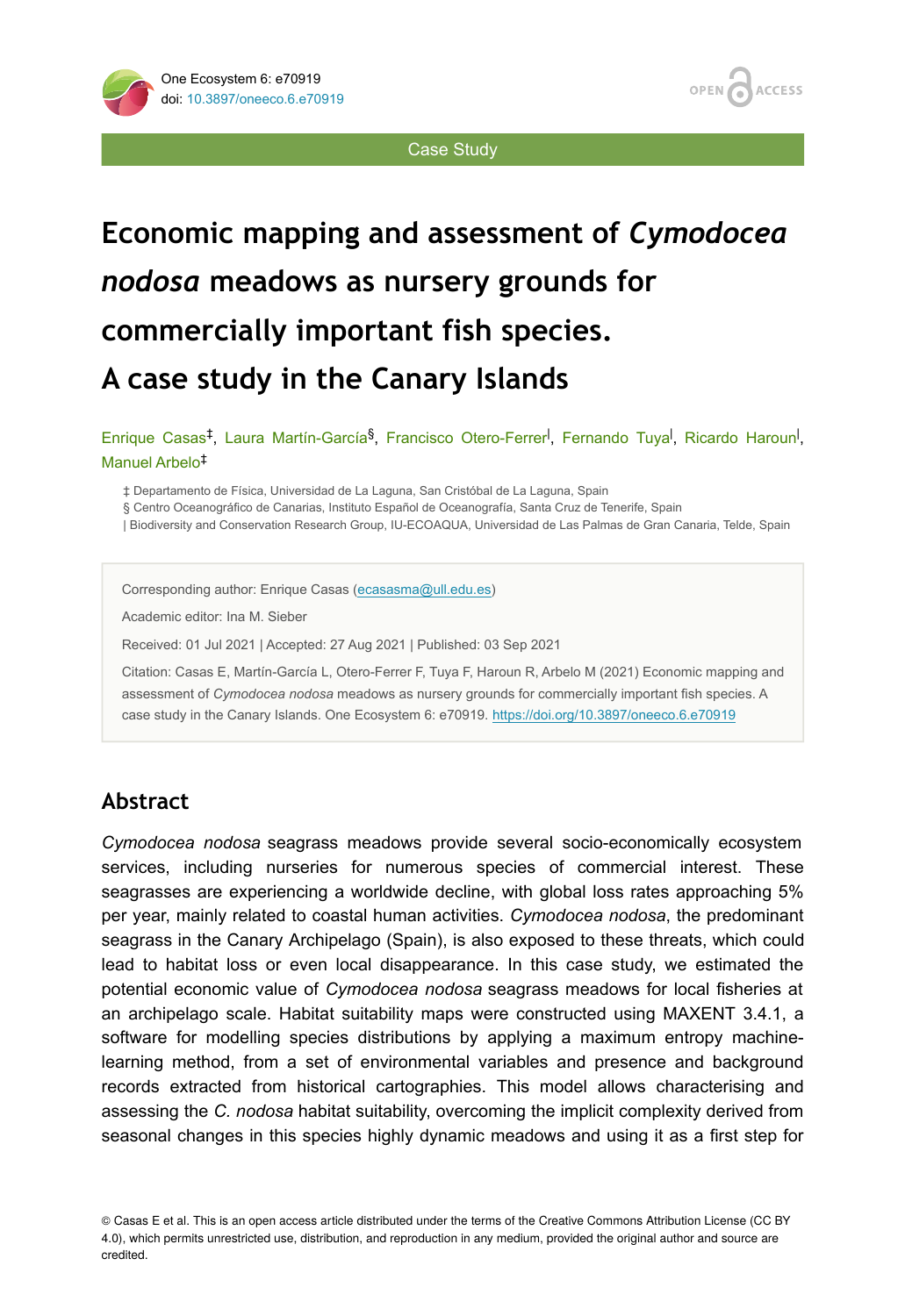Case Study

# Economic mapping and assessment of *Cymodocea nodosa* meadows as nursery grounds for commercially important fish species. A case study in the Canary Islands

Enrique Casas[‡], Laura Martín-García[§], Francisco Otero-Ferrer[|], Fernando Tuya[|], Ricardo Haroun[|], Manuel Arbelo[‡]

‡ Departamento de Física, Universidad de La Laguna, San Cristóbal de La Laguna, Spain

§ Centro Oceanográfico de Canarias, Instituto Español de Oceanografía, Santa Cruz de Tenerife, Spain

| Biodiversity and Conservation Research Group, IU-ECOAQUA, Universidad de Las Palmas de Gran Canaria, Telde, Spain

Corresponding author: Enrique Casas (ecasasma@ull.edu.es)

Academic editor: Ina M. Sieber

Received: 01 Jul 2021 | Accepted: 27 Aug 2021 | Published: 03 Sep 2021

Citation: Casas E, Martín-García L, Otero-Ferrer F, Tuya F, Haroun R, Arbelo M (2021) Economic mapping and assessment of *Cymodocea nodosa* meadows as nursery grounds for commercially important fish species. A case study in the Canary Islands. One Ecosystem 6: e70919. https://doi.org/10.3897/oneeco.6.e70919

## Abstract

*Cymodocea nodosa* seagrass meadows provide several socio-economically ecosystem services, including nurseries for numerous species of commercial interest. These seagrasses are experiencing a worldwide decline, with global loss rates approaching 5% per year, mainly related to coastal human activities. *Cymodocea nodosa*, the predominant seagrass in the Canary Archipelago (Spain), is also exposed to these threats, which could lead to habitat loss or even local disappearance. In this case study, we estimated the potential economic value of *Cymodocea nodosa* seagrass meadows for local fisheries at an archipelago scale. Habitat suitability maps were constructed using MAXENT 3.4.1, a software for modelling species distributions by applying a maximum entropy machine-learning method, from a set of environmental variables and presence and background records extracted from historical cartographies. This model allows characterising and assessing the *C. nodosa* habitat suitability, overcoming the implicit complexity derived from seasonal changes in this species highly dynamic meadows and using it as a first step for

© Casas E et al. This is an open access article distributed under the terms of the Creative Commons Attribution License (CC BY 4.0), which permits unrestricted use, distribution, and reproduction in any medium, provided the original author and source are credited.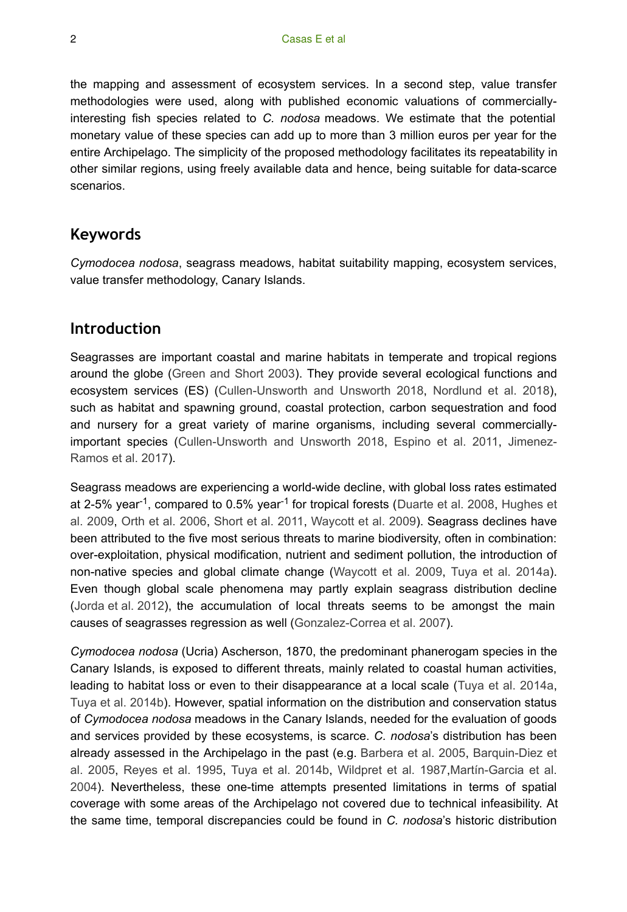the mapping and assessment of ecosystem services. In a second step, value transfer methodologies were used, along with published economic valuations of commercially-interesting fish species related to *C. nodosa* meadows. We estimate that the potential monetary value of these species can add up to more than 3 million euros per year for the entire Archipelago. The simplicity of the proposed methodology facilitates its repeatability in other similar regions, using freely available data and hence, being suitable for data-scarce scenarios.

## Keywords

*Cymodocea nodosa*, seagrass meadows, habitat suitability mapping, ecosystem services, value transfer methodology, Canary Islands.

## Introduction

Seagrasses are important coastal and marine habitats in temperate and tropical regions around the globe (Green and Short 2003). They provide several ecological functions and ecosystem services (ES) (Cullen-Unsworth and Unsworth 2018, Nordlund et al. 2018), such as habitat and spawning ground, coastal protection, carbon sequestration and food and nursery for a great variety of marine organisms, including several commercially-important species (Cullen-Unsworth and Unsworth 2018, Espino et al. 2011, Jimenez-Ramos et al. 2017).

Seagrass meadows are experiencing a world-wide decline, with global loss rates estimated at 2-5% year$^{-1}$, compared to 0.5% year$^{-1}$ for tropical forests (Duarte et al. 2008, Hughes et al. 2009, Orth et al. 2006, Short et al. 2011, Waycott et al. 2009). Seagrass declines have been attributed to the five most serious threats to marine biodiversity, often in combination: over-exploitation, physical modification, nutrient and sediment pollution, the introduction of non-native species and global climate change (Waycott et al. 2009, Tuya et al. 2014a). Even though global scale phenomena may partly explain seagrass distribution decline (Jorda et al. 2012), the accumulation of local threats seems to be amongst the main causes of seagrasses regression as well (Gonzalez-Correa et al. 2007).

*Cymodocea nodosa* (Ucria) Ascherson, 1870, the predominant phanerogam species in the Canary Islands, is exposed to different threats, mainly related to coastal human activities, leading to habitat loss or even to their disappearance at a local scale (Tuya et al. 2014a, Tuya et al. 2014b). However, spatial information on the distribution and conservation status of *Cymodocea nodosa* meadows in the Canary Islands, needed for the evaluation of goods and services provided by these ecosystems, is scarce. *C. nodosa*'s distribution has been already assessed in the Archipelago in the past (e.g. Barbera et al. 2005, Barquin-Diez et al. 2005, Reyes et al. 1995, Tuya et al. 2014b, Wildpret et al. 1987,Martín-Garcia et al. 2004). Nevertheless, these one-time attempts presented limitations in terms of spatial coverage with some areas of the Archipelago not covered due to technical infeasibility. At the same time, temporal discrepancies could be found in *C. nodosa*'s historic distribution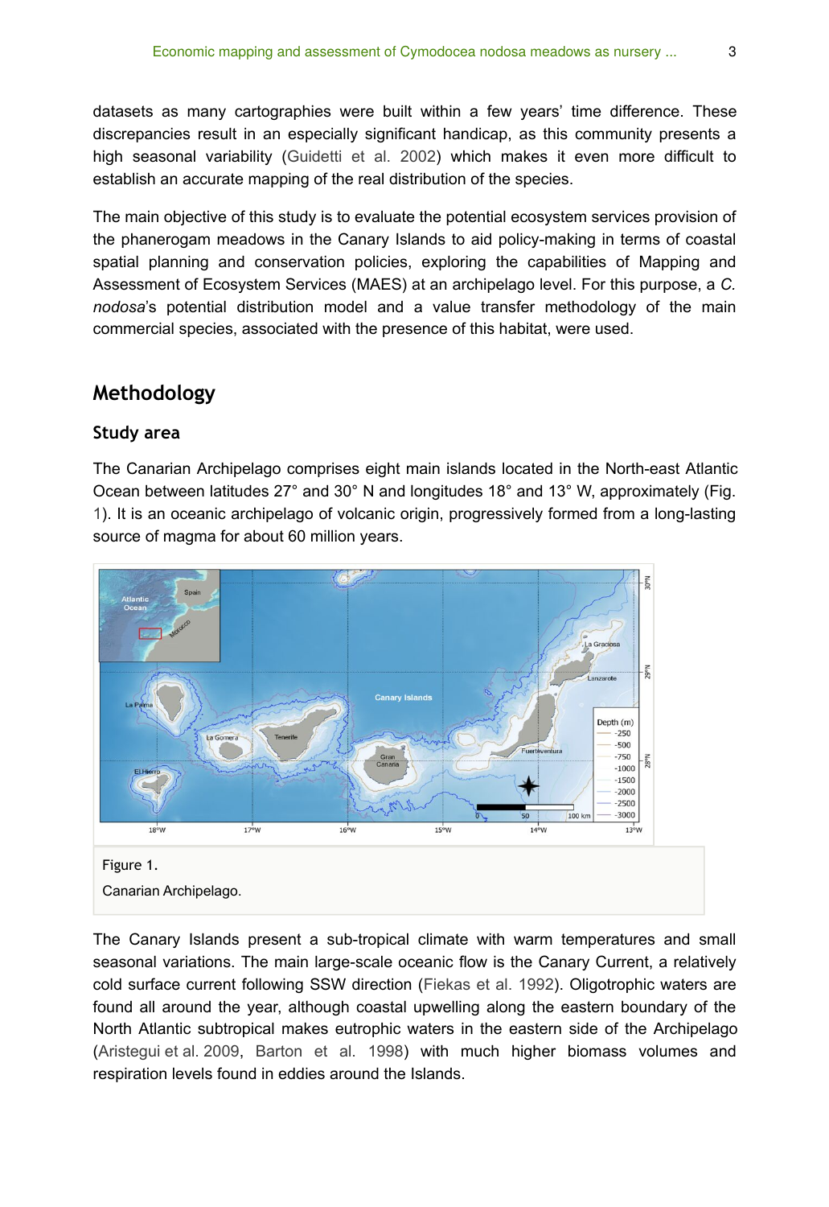datasets as many cartographies were built within a few years' time difference. These discrepancies result in an especially significant handicap, as this community presents a high seasonal variability (Guidetti et al. 2002) which makes it even more difficult to establish an accurate mapping of the real distribution of the species.

The main objective of this study is to evaluate the potential ecosystem services provision of the phanerogam meadows in the Canary Islands to aid policy-making in terms of coastal spatial planning and conservation policies, exploring the capabilities of Mapping and Assessment of Ecosystem Services (MAES) at an archipelago level. For this purpose, a *C. nodosa*'s potential distribution model and a value transfer methodology of the main commercial species, associated with the presence of this habitat, were used.

## Methodology

### Study area

The Canarian Archipelago comprises eight main islands located in the North-east Atlantic Ocean between latitudes 27° and 30° N and longitudes 18° and 13° W, approximately (Fig. 1). It is an oceanic archipelago of volcanic origin, progressively formed from a long-lasting source of magma for about 60 million years.

Figure 1.

Canarian Archipelago.

The Canary Islands present a sub-tropical climate with warm temperatures and small seasonal variations. The main large-scale oceanic flow is the Canary Current, a relatively cold surface current following SSW direction (Fiekas et al. 1992). Oligotrophic waters are found all around the year, although coastal upwelling along the eastern boundary of the North Atlantic subtropical makes eutrophic waters in the eastern side of the Archipelago (Aristegui et al. 2009, Barton et al. 1998) with much higher biomass volumes and respiration levels found in eddies around the Islands.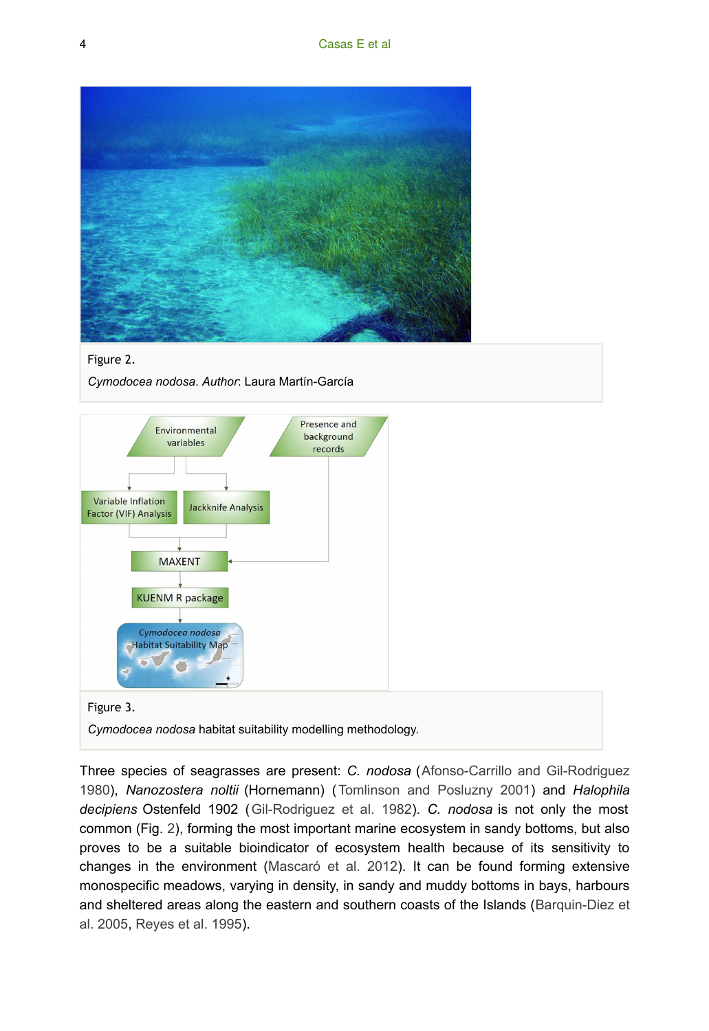Figure 2.

*Cymodocea nodosa*. *Author*: Laura Martín-García

Figure 3.

*Cymodocea nodosa* habitat suitability modelling methodology.

Three species of seagrasses are present: *C. nodosa* (Afonso-Carrillo and Gil-Rodriguez 1980), *Nanozostera noltii* (Hornemann) (Tomlinson and Posluzny 2001) and *Halophila decipiens* Ostenfeld 1902 (Gil-Rodriguez et al. 1982). *C. nodosa* is not only the most common (Fig. 2), forming the most important marine ecosystem in sandy bottoms, but also proves to be a suitable bioindicator of ecosystem health because of its sensitivity to changes in the environment (Mascaró et al. 2012). It can be found forming extensive monospecific meadows, varying in density, in sandy and muddy bottoms in bays, harbours and sheltered areas along the eastern and southern coasts of the Islands (Barquin-Diez et al. 2005, Reyes et al. 1995).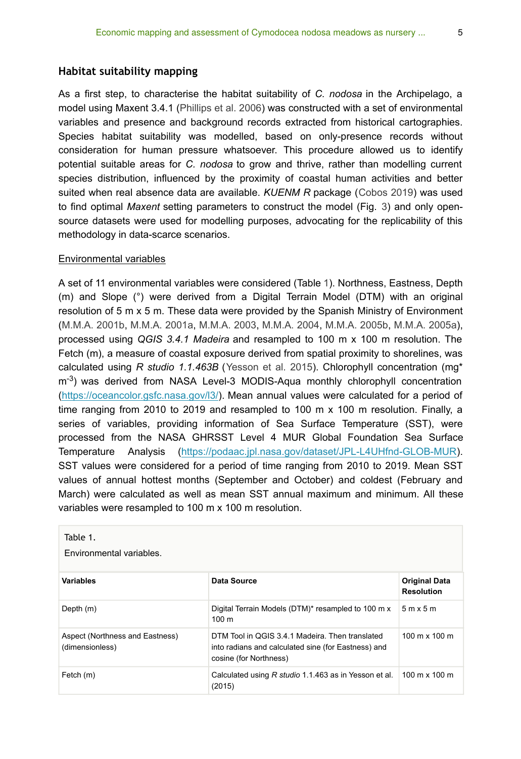## Habitat suitability mapping

As a first step, to characterise the habitat suitability of *C. nodosa* in the Archipelago, a model using Maxent 3.4.1 (Phillips et al. 2006) was constructed with a set of environmental variables and presence and background records extracted from historical cartographies. Species habitat suitability was modelled, based on only-presence records without consideration for human pressure whatsoever. This procedure allowed us to identify potential suitable areas for *C. nodosa* to grow and thrive, rather than modelling current species distribution, influenced by the proximity of coastal human activities and better suited when real absence data are available. *KUENM R* package (Cobos 2019) was used to find optimal *Maxent* setting parameters to construct the model (Fig. 3) and only open-source datasets were used for modelling purposes, advocating for the replicability of this methodology in data-scarce scenarios.

### Environmental variables

A set of 11 environmental variables were considered (Table 1). Northness, Eastness, Depth (m) and Slope (°) were derived from a Digital Terrain Model (DTM) with an original resolution of 5 m x 5 m. These data were provided by the Spanish Ministry of Environment (M.M.A. 2001b, M.M.A. 2001a, M.M.A. 2003, M.M.A. 2004, M.M.A. 2005b, M.M.A. 2005a), processed using *QGIS 3.4.1 Madeira* and resampled to 100 m x 100 m resolution. The Fetch (m), a measure of coastal exposure derived from spatial proximity to shorelines, was calculated using *R studio 1.1.463B* (Yesson et al. 2015). Chlorophyll concentration (mg* $m^{-3}$) was derived from NASA Level-3 MODIS-Aqua monthly chlorophyll concentration (https://oceancolor.gsfc.nasa.gov/l3/). Mean annual values were calculated for a period of time ranging from 2010 to 2019 and resampled to 100 m x 100 m resolution. Finally, a series of variables, providing information of Sea Surface Temperature (SST), were processed from the NASA GHRSST Level 4 MUR Global Foundation Sea Surface Temperature Analysis (https://podaac.jpl.nasa.gov/dataset/JPL-L4UHfnd-GLOB-MUR). SST values were considered for a period of time ranging from 2010 to 2019. Mean SST values of annual hottest months (September and October) and coldest (February and March) were calculated as well as mean SST annual maximum and minimum. All these variables were resampled to 100 m x 100 m resolution.

Table 1.

Environmental variables.

| Variables | Data Source | Original Data Resolution |
|---|---|---|
| Depth (m) | Digital Terrain Models (DTM)* resampled to 100 m x 100 m | 5 m x 5 m |
| Aspect (Northness and Eastness) (dimensionless) | DTM Tool in QGIS 3.4.1 Madeira. Then translated into radians and calculated sine (for Eastness) and cosine (for Northness) | 100 m x 100 m |
| Fetch (m) | Calculated using *R studio* 1.1.463 as in Yesson et al. (2015) | 100 m x 100 m |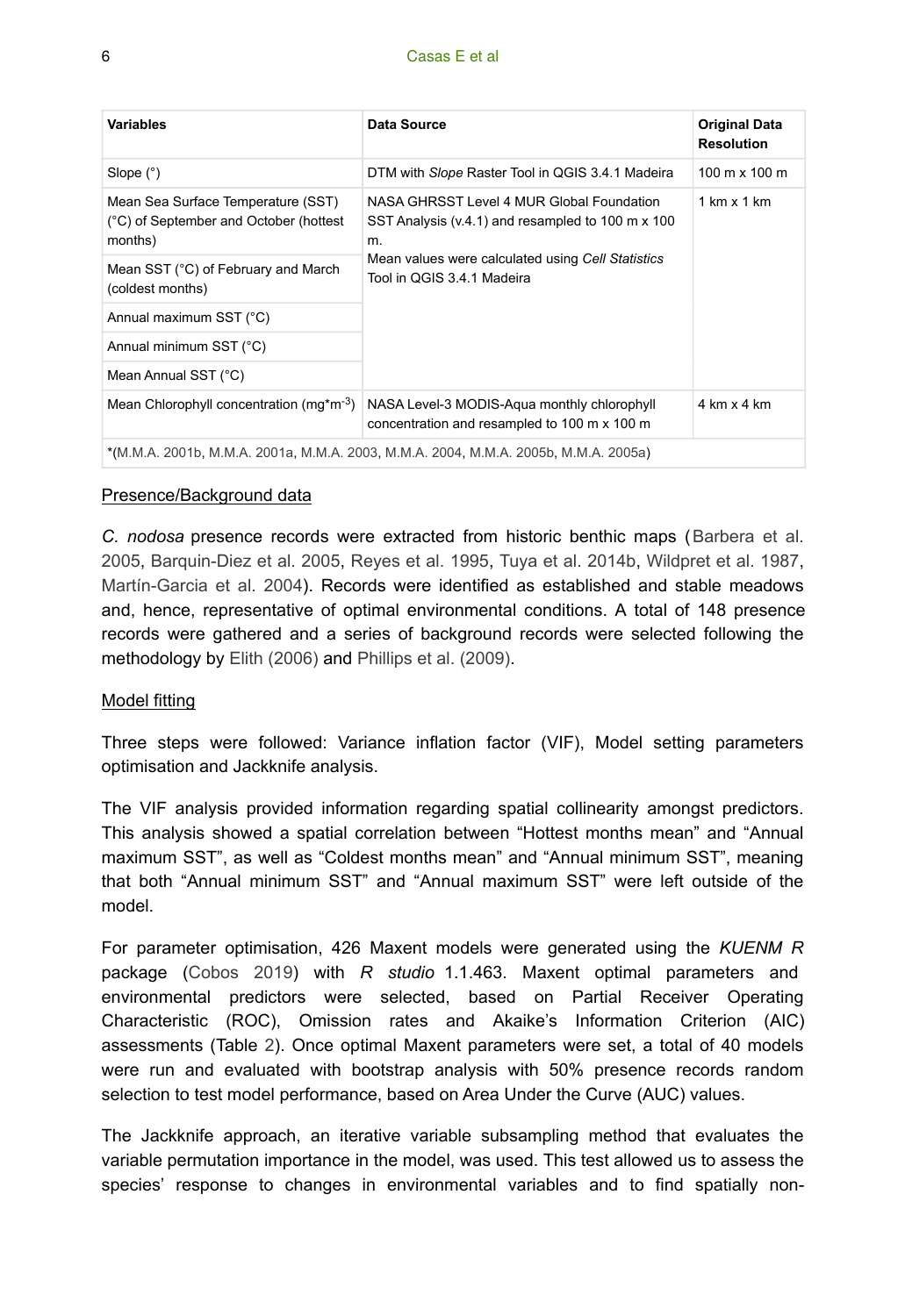| Variables | Data Source | Original Data Resolution |
| --- | --- | --- |
| Slope (°) | DTM with *Slope* Raster Tool in QGIS 3.4.1 Madeira | 100 m x 100 m |
| Mean Sea Surface Temperature (SST) (°C) of September and October (hottest months) | NASA GHRSST Level 4 MUR Global Foundation SST Analysis (v.4.1) and resampled to 100 m x 100 m. Mean values were calculated using *Cell Statistics* Tool in QGIS 3.4.1 Madeira | 1 km x 1 km |
| Mean SST (°C) of February and March (coldest months) | | |
| Annual maximum SST (°C) | | |
| Annual minimum SST (°C) | | |
| Mean Annual SST (°C) | | |
| Mean Chlorophyll concentration (mg*m$^{-3}$) | NASA Level-3 MODIS-Aqua monthly chlorophyll concentration and resampled to 100 m x 100 m | 4 km x 4 km |
| *(M.M.A. 2001b, M.M.A. 2001a, M.M.A. 2003, M.M.A. 2004, M.M.A. 2005b, M.M.A. 2005a) | | |

Presence/Background data

*C. nodosa* presence records were extracted from historic benthic maps (Barbera et al. 2005, Barquin-Diez et al. 2005, Reyes et al. 1995, Tuya et al. 2014b, Wildpret et al. 1987, Martín-Garcia et al. 2004). Records were identified as established and stable meadows and, hence, representative of optimal environmental conditions. A total of 148 presence records were gathered and a series of background records were selected following the methodology by Elith (2006) and Phillips et al. (2009).

Model fitting

Three steps were followed: Variance inflation factor (VIF), Model setting parameters optimisation and Jackknife analysis.

The VIF analysis provided information regarding spatial collinearity amongst predictors. This analysis showed a spatial correlation between “Hottest months mean” and “Annual maximum SST”, as well as “Coldest months mean” and “Annual minimum SST”, meaning that both “Annual minimum SST” and “Annual maximum SST” were left outside of the model.

For parameter optimisation, 426 Maxent models were generated using the *KUENM R* package (Cobos 2019) with *R studio* 1.1.463. Maxent optimal parameters and environmental predictors were selected, based on Partial Receiver Operating Characteristic (ROC), Omission rates and Akaike’s Information Criterion (AIC) assessments (Table 2). Once optimal Maxent parameters were set, a total of 40 models were run and evaluated with bootstrap analysis with 50% presence records random selection to test model performance, based on Area Under the Curve (AUC) values.

The Jackknife approach, an iterative variable subsampling method that evaluates the variable permutation importance in the model, was used. This test allowed us to assess the species’ response to changes in environmental variables and to find spatially non-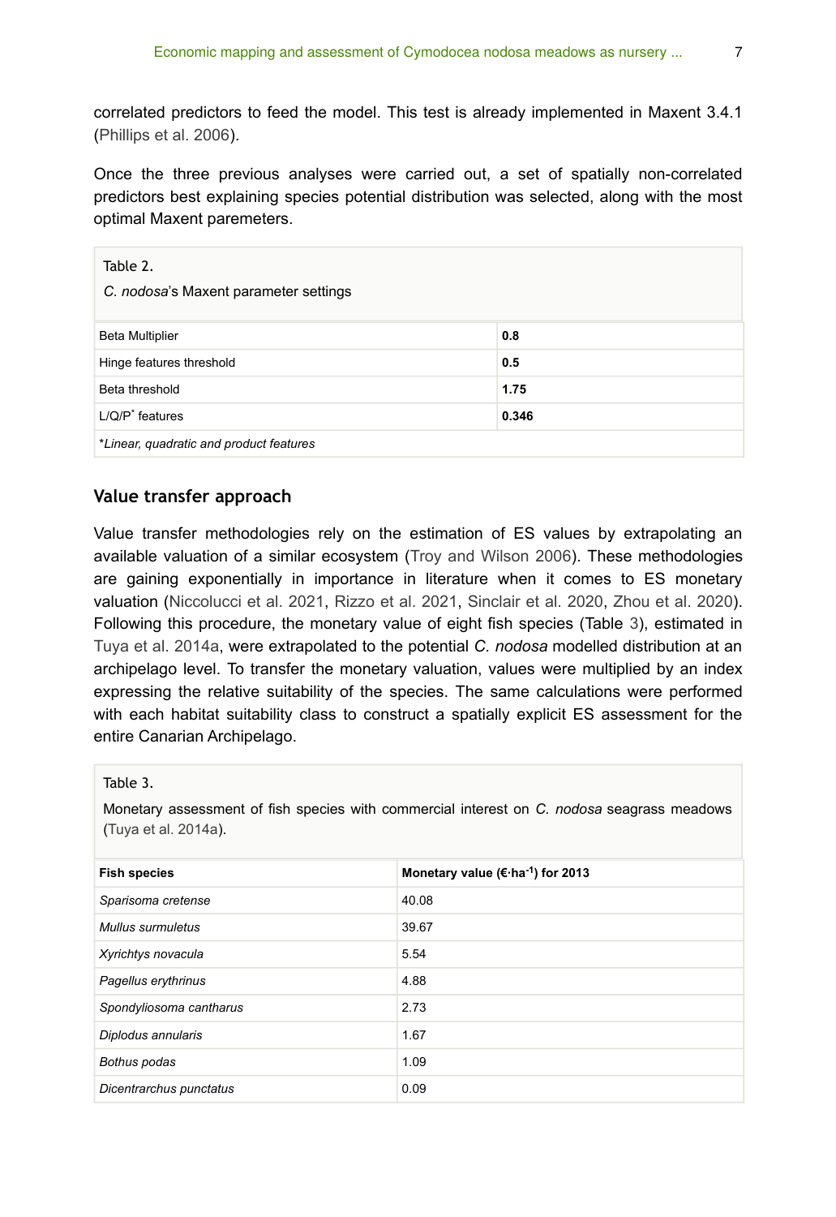correlated predictors to feed the model. This test is already implemented in Maxent 3.4.1 (Phillips et al. 2006).

Once the three previous analyses were carried out, a set of spatially non-correlated predictors best explaining species potential distribution was selected, along with the most optimal Maxent paremeters.

Table 2.

*C. nodosa*'s Maxent parameter settings

| | |
|---|---|
| Beta Multiplier | **0.8** |
| Hinge features threshold | **0.5** |
| Beta threshold | **1.75** |
| L/Q/P* features | **0.346** |
| **Linear, quadratic and product features* | |

## Value transfer approach

Value transfer methodologies rely on the estimation of ES values by extrapolating an available valuation of a similar ecosystem (Troy and Wilson 2006). These methodologies are gaining exponentially in importance in literature when it comes to ES monetary valuation (Niccolucci et al. 2021, Rizzo et al. 2021, Sinclair et al. 2020, Zhou et al. 2020). Following this procedure, the monetary value of eight fish species (Table 3), estimated in Tuya et al. 2014a, were extrapolated to the potential *C. nodosa* modelled distribution at an archipelago level. To transfer the monetary valuation, values were multiplied by an index expressing the relative suitability of the species. The same calculations were performed with each habitat suitability class to construct a spatially explicit ES assessment for the entire Canarian Archipelago.

Table 3.

Monetary assessment of fish species with commercial interest on *C. nodosa* seagrass meadows (Tuya et al. 2014a).

| **Fish species** | **Monetary value (€·ha$^{-1}$) for 2013** |
|---|---|
| *Sparisoma cretense* | 40.08 |
| *Mullus surmuletus* | 39.67 |
| *Xyrichtys novacula* | 5.54 |
| *Pagellus erythrinus* | 4.88 |
| *Spondyliosoma cantharus* | 2.73 |
| *Diplodus annularis* | 1.67 |
| *Bothus podas* | 1.09 |
| *Dicentrarchus punctatus* | 0.09 |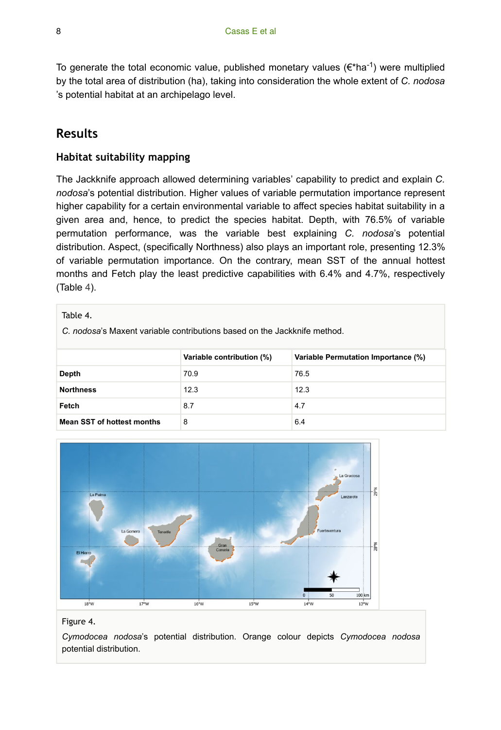To generate the total economic value, published monetary values (€*ha$^{-1}$) were multiplied by the total area of distribution (ha), taking into consideration the whole extent of *C. nodosa* 's potential habitat at an archipelago level.

## Results

### Habitat suitability mapping

The Jackknife approach allowed determining variables' capability to predict and explain *C. nodosa*'s potential distribution. Higher values of variable permutation importance represent higher capability for a certain environmental variable to affect species habitat suitability in a given area and, hence, to predict the species habitat. Depth, with 76.5% of variable permutation performance, was the variable best explaining *C. nodosa*'s potential distribution. Aspect, (specifically Northness) also plays an important role, presenting 12.3% of variable permutation importance. On the contrary, mean SST of the annual hottest months and Fetch play the least predictive capabilities with 6.4% and 4.7%, respectively (Table 4).

Table 4.

*C. nodosa*'s Maxent variable contributions based on the Jackknife method.

| | Variable contribution (%) | Variable Permutation Importance (%) |
|---|---|---|
| **Depth** | 70.9 | 76.5 |
| **Northness** | 12.3 | 12.3 |
| **Fetch** | 8.7 | 4.7 |
| **Mean SST of hottest months** | 8 | 6.4 |

Figure 4.

*Cymodocea nodosa*'s potential distribution. Orange colour depicts *Cymodocea nodosa* potential distribution.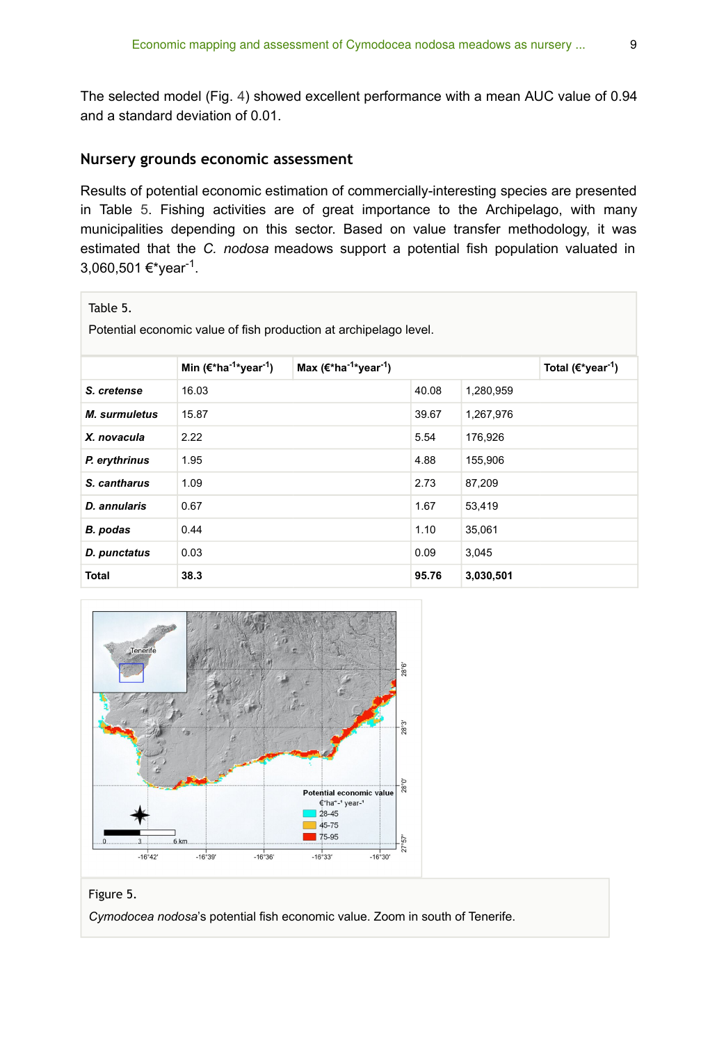The selected model (Fig. 4) showed excellent performance with a mean AUC value of 0.94 and a standard deviation of 0.01.

## Nursery grounds economic assessment

Results of potential economic estimation of commercially-interesting species are presented in Table 5. Fishing activities are of great importance to the Archipelago, with many municipalities depending on this sector. Based on value transfer methodology, it was estimated that the *C. nodosa* meadows support a potential fish population valued in 3,060,501 €*year$^{-1}$.

Table 5.

Potential economic value of fish production at archipelago level.

| | Min (€*ha$^{-1}$*year$^{-1}$) | Max (€*ha$^{-1}$*year$^{-1}$) | Total (€*year$^{-1}$) |
|---|---|---|---|
| ***S. cretense*** | 16.03 | 40.08 | 1,280,959 |
| ***M. surmuletus*** | 15.87 | 39.67 | 1,267,976 |
| ***X. novacula*** | 2.22 | 5.54 | 176,926 |
| ***P. erythrinus*** | 1.95 | 4.88 | 155,906 |
| ***S. cantharus*** | 1.09 | 2.73 | 87,209 |
| ***D. annularis*** | 0.67 | 1.67 | 53,419 |
| ***B. podas*** | 0.44 | 1.10 | 35,061 |
| ***D. punctatus*** | 0.03 | 0.09 | 3,045 |
| **Total** | **38.3** | **95.76** | **3,030,501** |

Figure 5.

*Cymodocea nodosa*'s potential fish economic value. Zoom in south of Tenerife.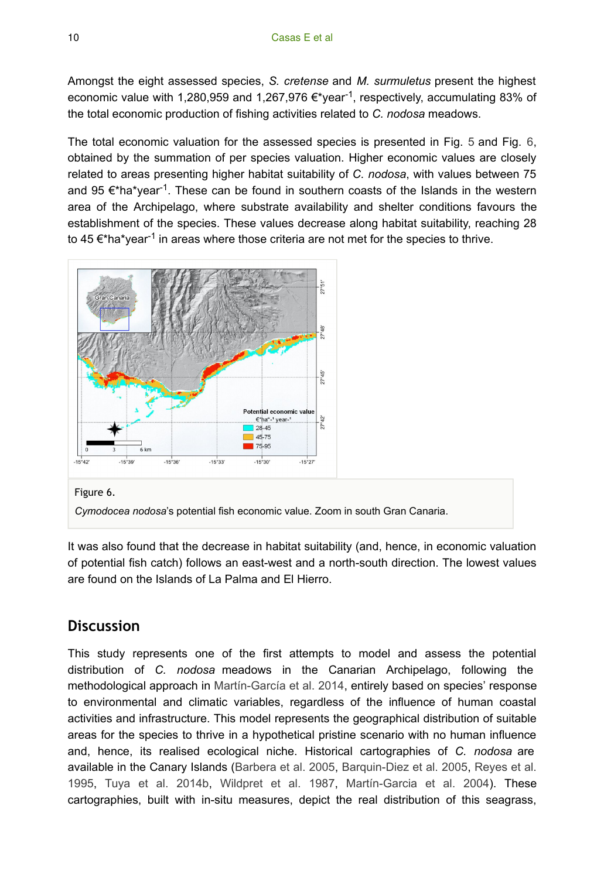Amongst the eight assessed species, *S. cretense* and *M. surmuletus* present the highest economic value with 1,280,959 and 1,267,976 €*year$^{-1}$, respectively, accumulating 83% of the total economic production of fishing activities related to *C. nodosa* meadows.

The total economic valuation for the assessed species is presented in Fig. 5 and Fig. 6, obtained by the summation of per species valuation. Higher economic values are closely related to areas presenting higher habitat suitability of *C. nodosa*, with values between 75 and 95 €*ha*year$^{-1}$. These can be found in southern coasts of the Islands in the western area of the Archipelago, where substrate availability and shelter conditions favours the establishment of the species. These values decrease along habitat suitability, reaching 28 to 45 €*ha*year$^{-1}$ in areas where those criteria are not met for the species to thrive.

Figure 6.

*Cymodocea nodosa*'s potential fish economic value. Zoom in south Gran Canaria.

It was also found that the decrease in habitat suitability (and, hence, in economic valuation of potential fish catch) follows an east-west and a north-south direction. The lowest values are found on the Islands of La Palma and El Hierro.

## Discussion

This study represents one of the first attempts to model and assess the potential distribution of *C. nodosa* meadows in the Canarian Archipelago, following the methodological approach in Martín-García et al. 2014, entirely based on species' response to environmental and climatic variables, regardless of the influence of human coastal activities and infrastructure. This model represents the geographical distribution of suitable areas for the species to thrive in a hypothetical pristine scenario with no human influence and, hence, its realised ecological niche. Historical cartographies of *C. nodosa* are available in the Canary Islands (Barbera et al. 2005, Barquin-Diez et al. 2005, Reyes et al. 1995, Tuya et al. 2014b, Wildpret et al. 1987, Martín-Garcia et al. 2004). These cartographies, built with in-situ measures, depict the real distribution of this seagrass,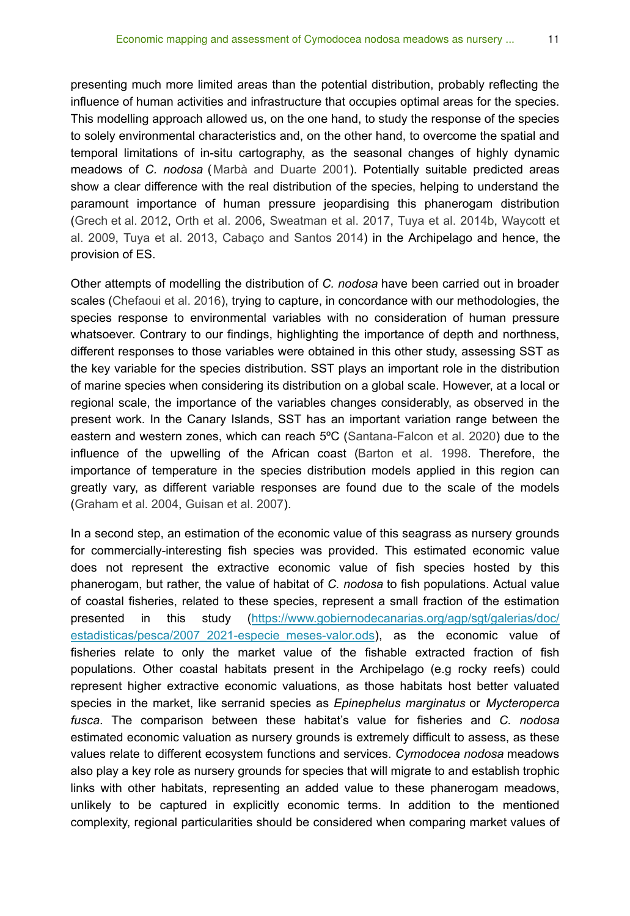presenting much more limited areas than the potential distribution, probably reflecting the influence of human activities and infrastructure that occupies optimal areas for the species. This modelling approach allowed us, on the one hand, to study the response of the species to solely environmental characteristics and, on the other hand, to overcome the spatial and temporal limitations of in-situ cartography, as the seasonal changes of highly dynamic meadows of *C. nodosa* (Marbà and Duarte 2001). Potentially suitable predicted areas show a clear difference with the real distribution of the species, helping to understand the paramount importance of human pressure jeopardising this phanerogam distribution (Grech et al. 2012, Orth et al. 2006, Sweatman et al. 2017, Tuya et al. 2014b, Waycott et al. 2009, Tuya et al. 2013, Cabaço and Santos 2014) in the Archipelago and hence, the provision of ES.

Other attempts of modelling the distribution of *C. nodosa* have been carried out in broader scales (Chefaoui et al. 2016), trying to capture, in concordance with our methodologies, the species response to environmental variables with no consideration of human pressure whatsoever. Contrary to our findings, highlighting the importance of depth and northness, different responses to those variables were obtained in this other study, assessing SST as the key variable for the species distribution. SST plays an important role in the distribution of marine species when considering its distribution on a global scale. However, at a local or regional scale, the importance of the variables changes considerably, as observed in the present work. In the Canary Islands, SST has an important variation range between the eastern and western zones, which can reach 5ºC (Santana-Falcon et al. 2020) due to the influence of the upwelling of the African coast (Barton et al. 1998. Therefore, the importance of temperature in the species distribution models applied in this region can greatly vary, as different variable responses are found due to the scale of the models (Graham et al. 2004, Guisan et al. 2007).

In a second step, an estimation of the economic value of this seagrass as nursery grounds for commercially-interesting fish species was provided. This estimated economic value does not represent the extractive economic value of fish species hosted by this phanerogam, but rather, the value of habitat of *C. nodosa* to fish populations. Actual value of coastal fisheries, related to these species, represent a small fraction of the estimation presented in this study (https://www.gobiernodecanarias.org/agp/sgt/galerias/doc/estadisticas/pesca/2007_2021-especie_meses-valor.ods), as the economic value of fisheries relate to only the market value of the fishable extracted fraction of fish populations. Other coastal habitats present in the Archipelago (e.g rocky reefs) could represent higher extractive economic valuations, as those habitats host better valuated species in the market, like serranid species as *Epinephelus marginatus* or *Mycteroperca fusca*. The comparison between these habitat's value for fisheries and *C. nodosa* estimated economic valuation as nursery grounds is extremely difficult to assess, as these values relate to different ecosystem functions and services. *Cymodocea nodosa* meadows also play a key role as nursery grounds for species that will migrate to and establish trophic links with other habitats, representing an added value to these phanerogam meadows, unlikely to be captured in explicitly economic terms. In addition to the mentioned complexity, regional particularities should be considered when comparing market values of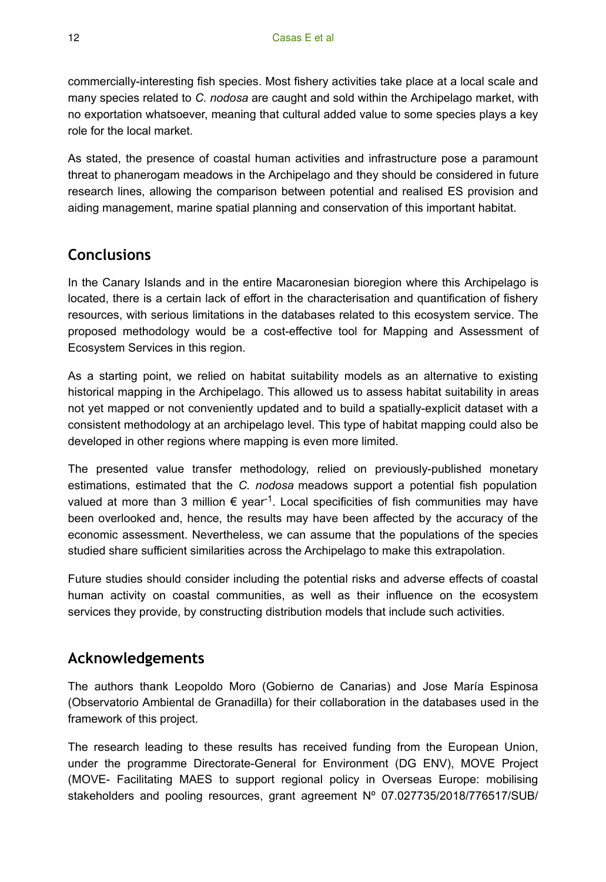commercially-interesting fish species. Most fishery activities take place at a local scale and many species related to *C. nodosa* are caught and sold within the Archipelago market, with no exportation whatsoever, meaning that cultural added value to some species plays a key role for the local market.

As stated, the presence of coastal human activities and infrastructure pose a paramount threat to phanerogam meadows in the Archipelago and they should be considered in future research lines, allowing the comparison between potential and realised ES provision and aiding management, marine spatial planning and conservation of this important habitat.

## Conclusions

In the Canary Islands and in the entire Macaronesian bioregion where this Archipelago is located, there is a certain lack of effort in the characterisation and quantification of fishery resources, with serious limitations in the databases related to this ecosystem service. The proposed methodology would be a cost-effective tool for Mapping and Assessment of Ecosystem Services in this region.

As a starting point, we relied on habitat suitability models as an alternative to existing historical mapping in the Archipelago. This allowed us to assess habitat suitability in areas not yet mapped or not conveniently updated and to build a spatially-explicit dataset with a consistent methodology at an archipelago level. This type of habitat mapping could also be developed in other regions where mapping is even more limited.

The presented value transfer methodology, relied on previously-published monetary estimations, estimated that the *C. nodosa* meadows support a potential fish population valued at more than 3 million € year$^{-1}$. Local specificities of fish communities may have been overlooked and, hence, the results may have been affected by the accuracy of the economic assessment. Nevertheless, we can assume that the populations of the species studied share sufficient similarities across the Archipelago to make this extrapolation.

Future studies should consider including the potential risks and adverse effects of coastal human activity on coastal communities, as well as their influence on the ecosystem services they provide, by constructing distribution models that include such activities.

## Acknowledgements

The authors thank Leopoldo Moro (Gobierno de Canarias) and Jose María Espinosa (Observatorio Ambiental de Granadilla) for their collaboration in the databases used in the framework of this project.

The research leading to these results has received funding from the European Union, under the programme Directorate-General for Environment (DG ENV), MOVE Project (MOVE- Facilitating MAES to support regional policy in Overseas Europe: mobilising stakeholders and pooling resources, grant agreement Nº 07.027735/2018/776517/SUB/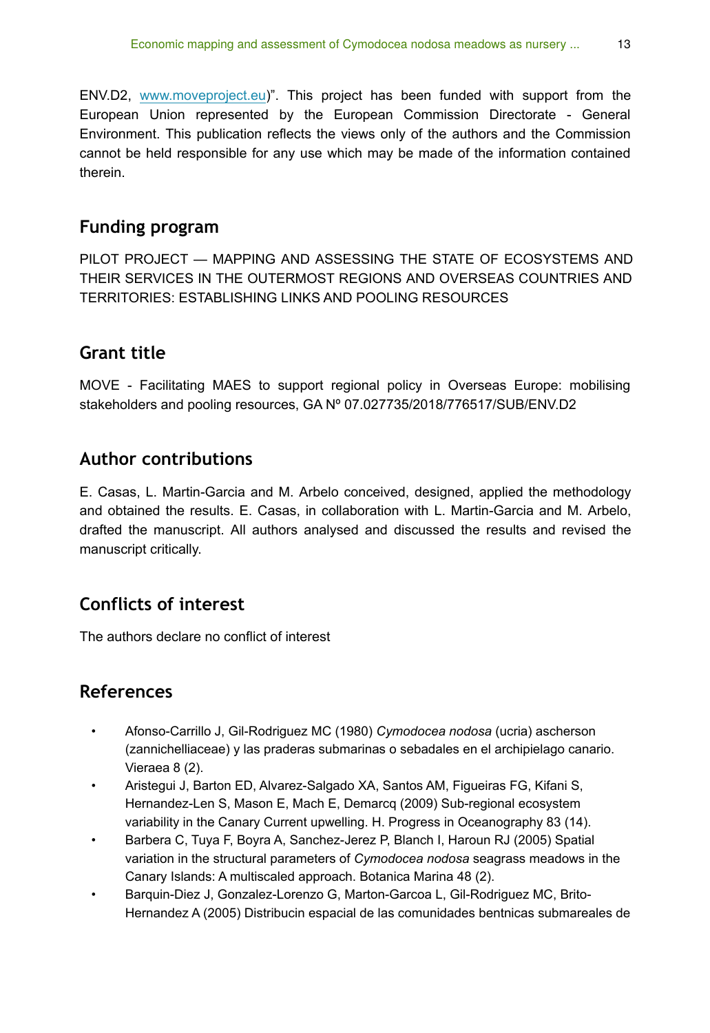ENV.D2, www.moveproject.eu)". This project has been funded with support from the European Union represented by the European Commission Directorate - General Environment. This publication reflects the views only of the authors and the Commission cannot be held responsible for any use which may be made of the information contained therein.

## Funding program

PILOT PROJECT — MAPPING AND ASSESSING THE STATE OF ECOSYSTEMS AND THEIR SERVICES IN THE OUTERMOST REGIONS AND OVERSEAS COUNTRIES AND TERRITORIES: ESTABLISHING LINKS AND POOLING RESOURCES

## Grant title

MOVE - Facilitating MAES to support regional policy in Overseas Europe: mobilising stakeholders and pooling resources, GA Nº 07.027735/2018/776517/SUB/ENV.D2

## Author contributions

E. Casas, L. Martin-Garcia and M. Arbelo conceived, designed, applied the methodology and obtained the results. E. Casas, in collaboration with L. Martin-Garcia and M. Arbelo, drafted the manuscript. All authors analysed and discussed the results and revised the manuscript critically.

## Conflicts of interest

The authors declare no conflict of interest

## References

- Afonso-Carrillo J, Gil-Rodriguez MC (1980) *Cymodocea nodosa* (ucria) ascherson (zannichelliaceae) y las praderas submarinas o sebadales en el archipielago canario. Vieraea 8 (2).
- Aristegui J, Barton ED, Alvarez-Salgado XA, Santos AM, Figueiras FG, Kifani S, Hernandez-Len S, Mason E, Mach E, Demarcq (2009) Sub-regional ecosystem variability in the Canary Current upwelling. H. Progress in Oceanography 83 (14).
- Barbera C, Tuya F, Boyra A, Sanchez-Jerez P, Blanch I, Haroun RJ (2005) Spatial variation in the structural parameters of *Cymodocea nodosa* seagrass meadows in the Canary Islands: A multiscaled approach. Botanica Marina 48 (2).
- Barquin-Diez J, Gonzalez-Lorenzo G, Marton-Garcoa L, Gil-Rodriguez MC, Brito-Hernandez A (2005) Distribucin espacial de las comunidades bentnicas submareales de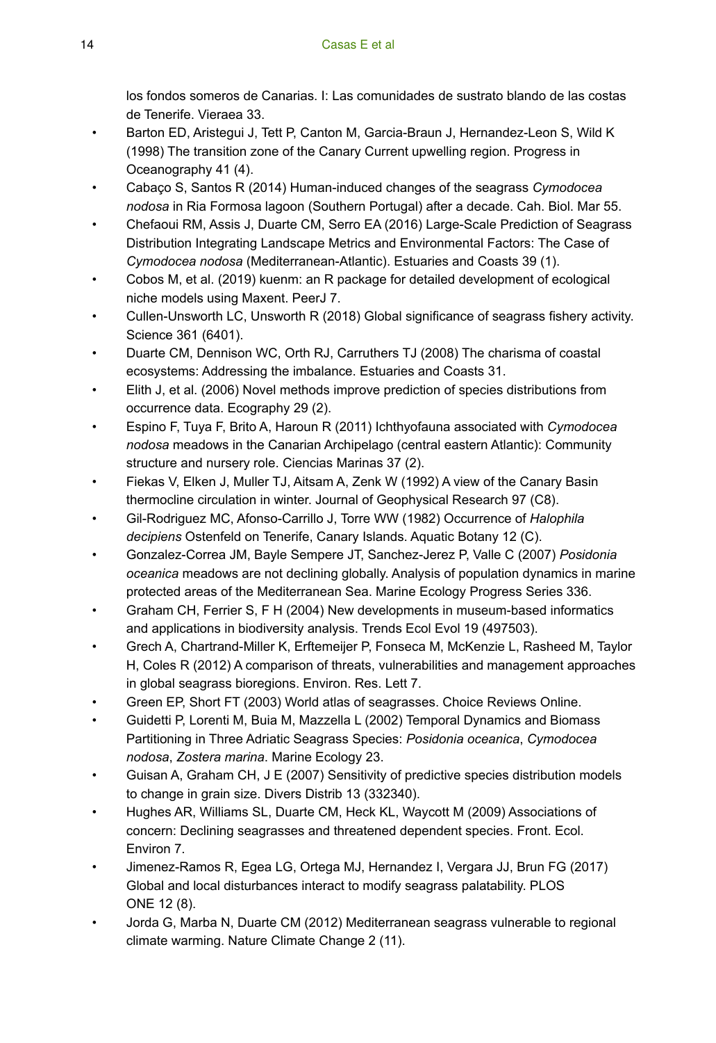los fondos someros de Canarias. I: Las comunidades de sustrato blando de las costas de Tenerife. Vieraea 33.

- Barton ED, Aristegui J, Tett P, Canton M, Garcia-Braun J, Hernandez-Leon S, Wild K (1998) The transition zone of the Canary Current upwelling region. Progress in Oceanography 41 (4).
- Cabaço S, Santos R (2014) Human-induced changes of the seagrass *Cymodocea nodosa* in Ria Formosa lagoon (Southern Portugal) after a decade. Cah. Biol. Mar 55.
- Chefaoui RM, Assis J, Duarte CM, Serro EA (2016) Large-Scale Prediction of Seagrass Distribution Integrating Landscape Metrics and Environmental Factors: The Case of *Cymodocea nodosa* (Mediterranean-Atlantic). Estuaries and Coasts 39 (1).
- Cobos M, et al. (2019) kuenm: an R package for detailed development of ecological niche models using Maxent. PeerJ 7.
- Cullen-Unsworth LC, Unsworth R (2018) Global significance of seagrass fishery activity. Science 361 (6401).
- Duarte CM, Dennison WC, Orth RJ, Carruthers TJ (2008) The charisma of coastal ecosystems: Addressing the imbalance. Estuaries and Coasts 31.
- Elith J, et al. (2006) Novel methods improve prediction of species distributions from occurrence data. Ecography 29 (2).
- Espino F, Tuya F, Brito A, Haroun R (2011) Ichthyofauna associated with *Cymodocea nodosa* meadows in the Canarian Archipelago (central eastern Atlantic): Community structure and nursery role. Ciencias Marinas 37 (2).
- Fiekas V, Elken J, Muller TJ, Aitsam A, Zenk W (1992) A view of the Canary Basin thermocline circulation in winter. Journal of Geophysical Research 97 (C8).
- Gil-Rodriguez MC, Afonso-Carrillo J, Torre WW (1982) Occurrence of *Halophila decipiens* Ostenfeld on Tenerife, Canary Islands. Aquatic Botany 12 (C).
- Gonzalez-Correa JM, Bayle Sempere JT, Sanchez-Jerez P, Valle C (2007) *Posidonia oceanica* meadows are not declining globally. Analysis of population dynamics in marine protected areas of the Mediterranean Sea. Marine Ecology Progress Series 336.
- Graham CH, Ferrier S, F H (2004) New developments in museum-based informatics and applications in biodiversity analysis. Trends Ecol Evol 19 (497503).
- Grech A, Chartrand-Miller K, Erftemeijer P, Fonseca M, McKenzie L, Rasheed M, Taylor H, Coles R (2012) A comparison of threats, vulnerabilities and management approaches in global seagrass bioregions. Environ. Res. Lett 7.
- Green EP, Short FT (2003) World atlas of seagrasses. Choice Reviews Online.
- Guidetti P, Lorenti M, Buia M, Mazzella L (2002) Temporal Dynamics and Biomass Partitioning in Three Adriatic Seagrass Species: *Posidonia oceanica*, *Cymodocea nodosa*, *Zostera marina*. Marine Ecology 23.
- Guisan A, Graham CH, J E (2007) Sensitivity of predictive species distribution models to change in grain size. Divers Distrib 13 (332340).
- Hughes AR, Williams SL, Duarte CM, Heck KL, Waycott M (2009) Associations of concern: Declining seagrasses and threatened dependent species. Front. Ecol. Environ 7.
- Jimenez-Ramos R, Egea LG, Ortega MJ, Hernandez I, Vergara JJ, Brun FG (2017) Global and local disturbances interact to modify seagrass palatability. PLOS ONE 12 (8).
- Jorda G, Marba N, Duarte CM (2012) Mediterranean seagrass vulnerable to regional climate warming. Nature Climate Change 2 (11).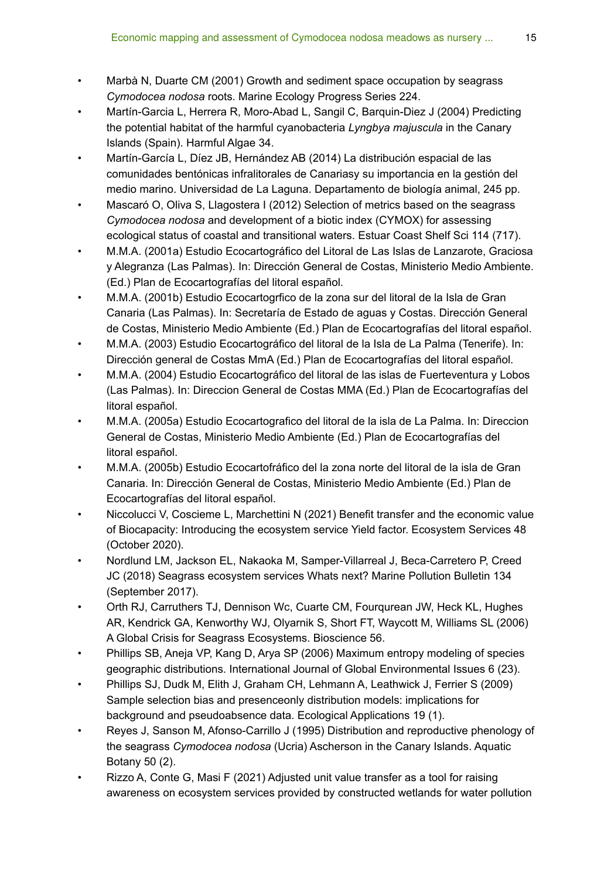- Marbà N, Duarte CM (2001) Growth and sediment space occupation by seagrass *Cymodocea nodosa* roots. Marine Ecology Progress Series 224.
- Martín-Garcia L, Herrera R, Moro-Abad L, Sangil C, Barquin-Diez J (2004) Predicting the potential habitat of the harmful cyanobacteria *Lyngbya majuscula* in the Canary Islands (Spain). Harmful Algae 34.
- Martín-García L, Díez JB, Hernández AB (2014) La distribución espacial de las comunidades bentónicas infralitorales de Canariasy su importancia en la gestión del medio marino. Universidad de La Laguna. Departamento de biología animal, 245 pp.
- Mascaró O, Oliva S, Llagostera I (2012) Selection of metrics based on the seagrass *Cymodocea nodosa* and development of a biotic index (CYMOX) for assessing ecological status of coastal and transitional waters. Estuar Coast Shelf Sci 114 (717).
- M.M.A. (2001a) Estudio Ecocartográfico del Litoral de Las Islas de Lanzarote, Graciosa y Alegranza (Las Palmas). In: Dirección General de Costas, Ministerio Medio Ambiente. (Ed.) Plan de Ecocartografías del litoral español.
- M.M.A. (2001b) Estudio Ecocartogrfico de la zona sur del litoral de la Isla de Gran Canaria (Las Palmas). In: Secretaría de Estado de aguas y Costas. Dirección General de Costas, Ministerio Medio Ambiente (Ed.) Plan de Ecocartografías del litoral español.
- M.M.A. (2003) Estudio Ecocartográfico del litoral de la Isla de La Palma (Tenerife). In: Dirección general de Costas MmA (Ed.) Plan de Ecocartografías del litoral español.
- M.M.A. (2004) Estudio Ecocartográfico del litoral de las islas de Fuerteventura y Lobos (Las Palmas). In: Direccion General de Costas MMA (Ed.) Plan de Ecocartografías del litoral español.
- M.M.A. (2005a) Estudio Ecocartografico del litoral de la isla de La Palma. In: Direccion General de Costas, Ministerio Medio Ambiente (Ed.) Plan de Ecocartografías del litoral español.
- M.M.A. (2005b) Estudio Ecocartofráfico del la zona norte del litoral de la isla de Gran Canaria. In: Dirección General de Costas, Ministerio Medio Ambiente (Ed.) Plan de Ecocartografías del litoral español.
- Niccolucci V, Coscieme L, Marchettini N (2021) Benefit transfer and the economic value of Biocapacity: Introducing the ecosystem service Yield factor. Ecosystem Services 48 (October 2020).
- Nordlund LM, Jackson EL, Nakaoka M, Samper-Villarreal J, Beca-Carretero P, Creed JC (2018) Seagrass ecosystem services Whats next? Marine Pollution Bulletin 134 (September 2017).
- Orth RJ, Carruthers TJ, Dennison Wc, Cuarte CM, Fourqurean JW, Heck KL, Hughes AR, Kendrick GA, Kenworthy WJ, Olyarnik S, Short FT, Waycott M, Williams SL (2006) A Global Crisis for Seagrass Ecosystems. Bioscience 56.
- Phillips SB, Aneja VP, Kang D, Arya SP (2006) Maximum entropy modeling of species geographic distributions. International Journal of Global Environmental Issues 6 (23).
- Phillips SJ, Dudk M, Elith J, Graham CH, Lehmann A, Leathwick J, Ferrier S (2009) Sample selection bias and presenceonly distribution models: implications for background and pseudoabsence data. Ecological Applications 19 (1).
- Reyes J, Sanson M, Afonso-Carrillo J (1995) Distribution and reproductive phenology of the seagrass *Cymodocea nodosa* (Ucria) Ascherson in the Canary Islands. Aquatic Botany 50 (2).
- Rizzo A, Conte G, Masi F (2021) Adjusted unit value transfer as a tool for raising awareness on ecosystem services provided by constructed wetlands for water pollution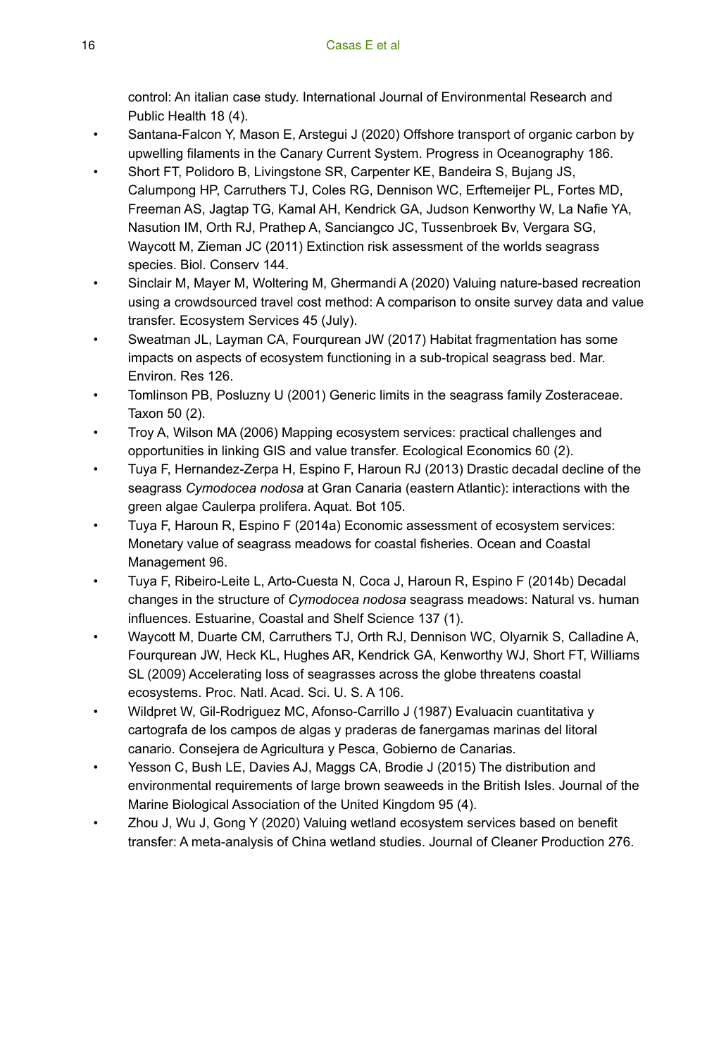control: An italian case study. International Journal of Environmental Research and Public Health 18 (4).

- Santana-Falcon Y, Mason E, Arstegui J (2020) Offshore transport of organic carbon by upwelling filaments in the Canary Current System. Progress in Oceanography 186.
- Short FT, Polidoro B, Livingstone SR, Carpenter KE, Bandeira S, Bujang JS, Calumpong HP, Carruthers TJ, Coles RG, Dennison WC, Erftemeijer PL, Fortes MD, Freeman AS, Jagtap TG, Kamal AH, Kendrick GA, Judson Kenworthy W, La Nafie YA, Nasution IM, Orth RJ, Prathep A, Sanciangco JC, Tussenbroek Bv, Vergara SG, Waycott M, Zieman JC (2011) Extinction risk assessment of the worlds seagrass species. Biol. Conserv 144.
- Sinclair M, Mayer M, Woltering M, Ghermandi A (2020) Valuing nature-based recreation using a crowdsourced travel cost method: A comparison to onsite survey data and value transfer. Ecosystem Services 45 (July).
- Sweatman JL, Layman CA, Fourqurean JW (2017) Habitat fragmentation has some impacts on aspects of ecosystem functioning in a sub-tropical seagrass bed. Mar. Environ. Res 126.
- Tomlinson PB, Posluzny U (2001) Generic limits in the seagrass family Zosteraceae. Taxon 50 (2).
- Troy A, Wilson MA (2006) Mapping ecosystem services: practical challenges and opportunities in linking GIS and value transfer. Ecological Economics 60 (2).
- Tuya F, Hernandez-Zerpa H, Espino F, Haroun RJ (2013) Drastic decadal decline of the seagrass *Cymodocea nodosa* at Gran Canaria (eastern Atlantic): interactions with the green algae Caulerpa prolifera. Aquat. Bot 105.
- Tuya F, Haroun R, Espino F (2014a) Economic assessment of ecosystem services: Monetary value of seagrass meadows for coastal fisheries. Ocean and Coastal Management 96.
- Tuya F, Ribeiro-Leite L, Arto-Cuesta N, Coca J, Haroun R, Espino F (2014b) Decadal changes in the structure of *Cymodocea nodosa* seagrass meadows: Natural vs. human influences. Estuarine, Coastal and Shelf Science 137 (1).
- Waycott M, Duarte CM, Carruthers TJ, Orth RJ, Dennison WC, Olyarnik S, Calladine A, Fourqurean JW, Heck KL, Hughes AR, Kendrick GA, Kenworthy WJ, Short FT, Williams SL (2009) Accelerating loss of seagrasses across the globe threatens coastal ecosystems. Proc. Natl. Acad. Sci. U. S. A 106.
- Wildpret W, Gil-Rodriguez MC, Afonso-Carrillo J (1987) Evaluacin cuantitativa y cartografa de los campos de algas y praderas de fanergamas marinas del litoral canario. Consejera de Agricultura y Pesca, Gobierno de Canarias.
- Yesson C, Bush LE, Davies AJ, Maggs CA, Brodie J (2015) The distribution and environmental requirements of large brown seaweeds in the British Isles. Journal of the Marine Biological Association of the United Kingdom 95 (4).
- Zhou J, Wu J, Gong Y (2020) Valuing wetland ecosystem services based on benefit transfer: A meta-analysis of China wetland studies. Journal of Cleaner Production 276.